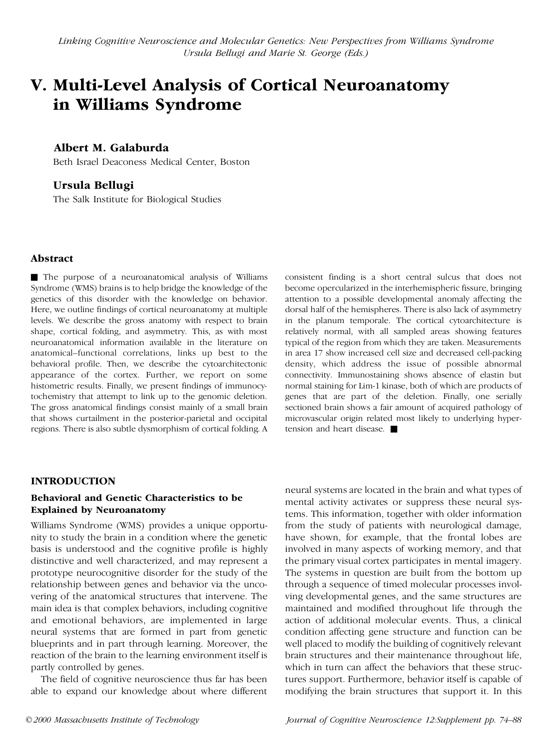*Linking Cognitive Neuroscience and Molecular Genetics: New Perspectives from Williams Syndrome*
*Ursula Bellugi and Marie St. George (Eds.)*

# V. Multi-Level Analysis of Cortical Neuroanatomy in Williams Syndrome

**Albert M. Galaburda**
Beth Israel Deaconess Medical Center, Boston

**Ursula Bellugi**
The Salk Institute for Biological Studies

### Abstract

■ The purpose of a neuroanatomical analysis of Williams Syndrome (WMS) brains is to help bridge the knowledge of the genetics of this disorder with the knowledge on behavior. Here, we outline findings of cortical neuroanatomy at multiple levels. We describe the gross anatomy with respect to brain shape, cortical folding, and asymmetry. This, as with most neuroanatomical information available in the literature on anatomical–functional correlations, links up best to the behavioral profile. Then, we describe the cytoarchitectonic appearance of the cortex. Further, we report on some histometric results. Finally, we present findings of immunocytochemistry that attempt to link up to the genomic deletion. The gross anatomical findings consist mainly of a small brain that shows curtailment in the posterior-parietal and occipital regions. There is also subtle dysmorphism of cortical folding. A consistent finding is a short central sulcus that does not become opercularized in the interhemispheric fissure, bringing attention to a possible developmental anomaly affecting the dorsal half of the hemispheres. There is also lack of asymmetry in the planum temporale. The cortical cytoarchitecture is relatively normal, with all sampled areas showing features typical of the region from which they are taken. Measurements in area 17 show increased cell size and decreased cell-packing density, which address the issue of possible abnormal connectivity. Immunostaining shows absence of elastin but normal staining for Lim-1 kinase, both of which are products of genes that are part of the deletion. Finally, one serially sectioned brain shows a fair amount of acquired pathology of microvascular origin related most likely to underlying hypertension and heart disease. ■

## INTRODUCTION

### Behavioral and Genetic Characteristics to be Explained by Neuroanatomy

Williams Syndrome (WMS) provides a unique opportunity to study the brain in a condition where the genetic basis is understood and the cognitive profile is highly distinctive and well characterized, and may represent a prototype neurocognitive disorder for the study of the relationship between genes and behavior via the uncovering of the anatomical structures that intervene. The main idea is that complex behaviors, including cognitive and emotional behaviors, are implemented in large neural systems that are formed in part from genetic blueprints and in part through learning. Moreover, the reaction of the brain to the learning environment itself is partly controlled by genes.

The field of cognitive neuroscience thus far has been able to expand our knowledge about where different neural systems are located in the brain and what types of mental activity activates or suppress these neural systems. This information, together with older information from the study of patients with neurological damage, have shown, for example, that the frontal lobes are involved in many aspects of working memory, and that the primary visual cortex participates in mental imagery. The systems in question are built from the bottom up through a sequence of timed molecular processes involving developmental genes, and the same structures are maintained and modified throughout life through the action of additional molecular events. Thus, a clinical condition affecting gene structure and function can be well placed to modify the building of cognitively relevant brain structures and their maintenance throughout life, which in turn can affect the behaviors that these structures support. Furthermore, behavior itself is capable of modifying the brain structures that support it. In this

© 2000 Massachusetts Institute of Technology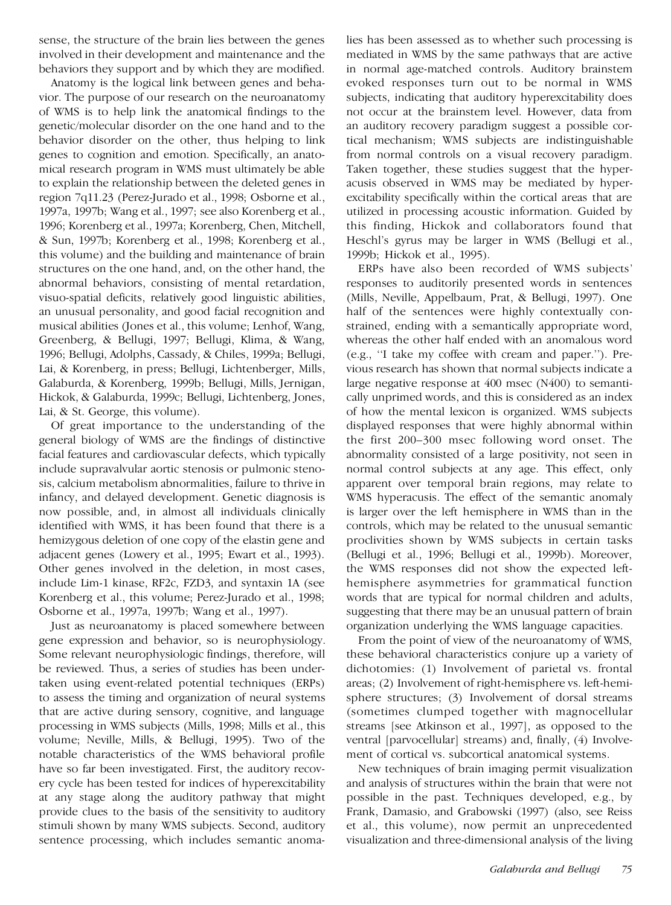sense, the structure of the brain lies between the genes involved in their development and maintenance and the behaviors they support and by which they are modified.

Anatomy is the logical link between genes and behavior. The purpose of our research on the neuroanatomy of WMS is to help link the anatomical findings to the genetic/molecular disorder on the one hand and to the behavior disorder on the other, thus helping to link genes to cognition and emotion. Specifically, an anatomical research program in WMS must ultimately be able to explain the relationship between the deleted genes in region 7q11.23 (Perez-Jurado et al., 1998; Osborne et al., 1997a, 1997b; Wang et al., 1997; see also Korenberg et al., 1996; Korenberg et al., 1997a; Korenberg, Chen, Mitchell, & Sun, 1997b; Korenberg et al., 1998; Korenberg et al., this volume) and the building and maintenance of brain structures on the one hand, and, on the other hand, the abnormal behaviors, consisting of mental retardation, visuo-spatial deficits, relatively good linguistic abilities, an unusual personality, and good facial recognition and musical abilities (Jones et al., this volume; Lenhof, Wang, Greenberg, & Bellugi, 1997; Bellugi, Klima, & Wang, 1996; Bellugi, Adolphs, Cassady, & Chiles, 1999a; Bellugi, Lai, & Korenberg, in press; Bellugi, Lichtenberger, Mills, Galaburda, & Korenberg, 1999b; Bellugi, Mills, Jernigan, Hickok, & Galaburda, 1999c; Bellugi, Lichtenberg, Jones, Lai, & St. George, this volume).

Of great importance to the understanding of the general biology of WMS are the findings of distinctive facial features and cardiovascular defects, which typically include supravalvular aortic stenosis or pulmonic stenosis, calcium metabolism abnormalities, failure to thrive in infancy, and delayed development. Genetic diagnosis is now possible, and, in almost all individuals clinically identified with WMS, it has been found that there is a hemizygous deletion of one copy of the elastin gene and adjacent genes (Lowery et al., 1995; Ewart et al., 1993). Other genes involved in the deletion, in most cases, include Lim-1 kinase, RF2c, FZD3, and syntaxin 1A (see Korenberg et al., this volume; Perez-Jurado et al., 1998; Osborne et al., 1997a, 1997b; Wang et al., 1997).

Just as neuroanatomy is placed somewhere between gene expression and behavior, so is neurophysiology. Some relevant neurophysiologic findings, therefore, will be reviewed. Thus, a series of studies has been undertaken using event-related potential techniques (ERPs) to assess the timing and organization of neural systems that are active during sensory, cognitive, and language processing in WMS subjects (Mills, 1998; Mills et al., this volume; Neville, Mills, & Bellugi, 1995). Two of the notable characteristics of the WMS behavioral profile have so far been investigated. First, the auditory recovery cycle has been tested for indices of hyperexcitability at any stage along the auditory pathway that might provide clues to the basis of the sensitivity to auditory stimuli shown by many WMS subjects. Second, auditory sentence processing, which includes semantic anomalies has been assessed as to whether such processing is mediated in WMS by the same pathways that are active in normal age-matched controls. Auditory brainstem evoked responses turn out to be normal in WMS subjects, indicating that auditory hyperexcitability does not occur at the brainstem level. However, data from an auditory recovery paradigm suggest a possible cortical mechanism; WMS subjects are indistinguishable from normal controls on a visual recovery paradigm. Taken together, these studies suggest that the hyperacusis observed in WMS may be mediated by hyperexcitability specifically within the cortical areas that are utilized in processing acoustic information. Guided by this finding, Hickok and collaborators found that Heschl's gyrus may be larger in WMS (Bellugi et al., 1999b; Hickok et al., 1995).

ERPs have also been recorded of WMS subjects' responses to auditorily presented words in sentences (Mills, Neville, Appelbaum, Prat, & Bellugi, 1997). One half of the sentences were highly contextually constrained, ending with a semantically appropriate word, whereas the other half ended with an anomalous word (e.g., "I take my coffee with cream and paper."). Previous research has shown that normal subjects indicate a large negative response at 400 msec (N400) to semantically unprimed words, and this is considered as an index of how the mental lexicon is organized. WMS subjects displayed responses that were highly abnormal within the first 200–300 msec following word onset. The abnormality consisted of a large positivity, not seen in normal control subjects at any age. This effect, only apparent over temporal brain regions, may relate to WMS hyperacusis. The effect of the semantic anomaly is larger over the left hemisphere in WMS than in the controls, which may be related to the unusual semantic proclivities shown by WMS subjects in certain tasks (Bellugi et al., 1996; Bellugi et al., 1999b). Moreover, the WMS responses did not show the expected left-hemisphere asymmetries for grammatical function words that are typical for normal children and adults, suggesting that there may be an unusual pattern of brain organization underlying the WMS language capacities.

From the point of view of the neuroanatomy of WMS, these behavioral characteristics conjure up a variety of dichotomies: (1) Involvement of parietal vs. frontal areas; (2) Involvement of right-hemisphere vs. left-hemisphere structures; (3) Involvement of dorsal streams (sometimes clumped together with magnocellular streams [see Atkinson et al., 1997], as opposed to the ventral [parvocellular] streams) and, finally, (4) Involvement of cortical vs. subcortical anatomical systems.

New techniques of brain imaging permit visualization and analysis of structures within the brain that were not possible in the past. Techniques developed, e.g., by Frank, Damasio, and Grabowski (1997) (also, see Reiss et al., this volume), now permit an unprecedented visualization and three-dimensional analysis of the living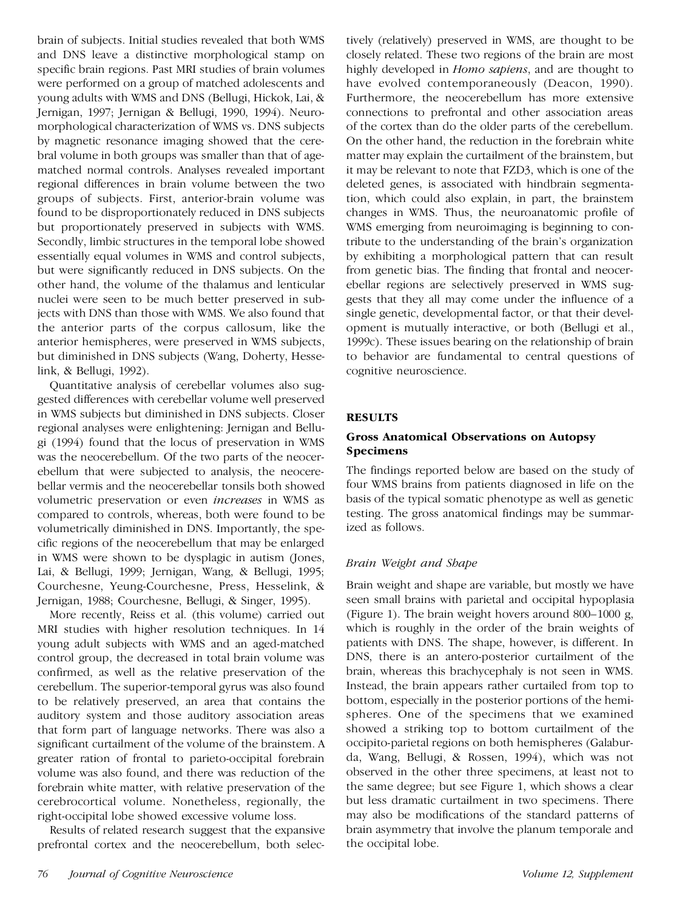brain of subjects. Initial studies revealed that both WMS and DNS leave a distinctive morphological stamp on specific brain regions. Past MRI studies of brain volumes were performed on a group of matched adolescents and young adults with WMS and DNS (Bellugi, Hickok, Lai, & Jernigan, 1997; Jernigan & Bellugi, 1990, 1994). Neuromorphological characterization of WMS vs. DNS subjects by magnetic resonance imaging showed that the cerebral volume in both groups was smaller than that of age-matched normal controls. Analyses revealed important regional differences in brain volume between the two groups of subjects. First, anterior-brain volume was found to be disproportionately reduced in DNS subjects but proportionately preserved in subjects with WMS. Secondly, limbic structures in the temporal lobe showed essentially equal volumes in WMS and control subjects, but were significantly reduced in DNS subjects. On the other hand, the volume of the thalamus and lenticular nuclei were seen to be much better preserved in subjects with DNS than those with WMS. We also found that the anterior parts of the corpus callosum, like the anterior hemispheres, were preserved in WMS subjects, but diminished in DNS subjects (Wang, Doherty, Hesselink, & Bellugi, 1992).

Quantitative analysis of cerebellar volumes also suggested differences with cerebellar volume well preserved in WMS subjects but diminished in DNS subjects. Closer regional analyses were enlightening: Jernigan and Bellugi (1994) found that the locus of preservation in WMS was the neocerebellum. Of the two parts of the neocerebellum that were subjected to analysis, the neocerebellar vermis and the neocerebellar tonsils both showed volumetric preservation or even *increases* in WMS as compared to controls, whereas, both were found to be volumetrically diminished in DNS. Importantly, the specific regions of the neocerebellum that may be enlarged in WMS were shown to be dysplagic in autism (Jones, Lai, & Bellugi, 1999; Jernigan, Wang, & Bellugi, 1995; Courchesne, Yeung-Courchesne, Press, Hesselink, & Jernigan, 1988; Courchesne, Bellugi, & Singer, 1995).

More recently, Reiss et al. (this volume) carried out MRI studies with higher resolution techniques. In 14 young adult subjects with WMS and an aged-matched control group, the decreased in total brain volume was confirmed, as well as the relative preservation of the cerebellum. The superior-temporal gyrus was also found to be relatively preserved, an area that contains the auditory system and those auditory association areas that form part of language networks. There was also a significant curtailment of the volume of the brainstem. A greater ration of frontal to parieto-occipital forebrain volume was also found, and there was reduction of the forebrain white matter, with relative preservation of the cerebrocortical volume. Nonetheless, regionally, the right-occipital lobe showed excessive volume loss.

Results of related research suggest that the expansive prefrontal cortex and the neocerebellum, both selectively (relatively) preserved in WMS, are thought to be closely related. These two regions of the brain are most highly developed in *Homo sapiens*, and are thought to have evolved contemporaneously (Deacon, 1990). Furthermore, the neocerebellum has more extensive connections to prefrontal and other association areas of the cortex than do the older parts of the cerebellum. On the other hand, the reduction in the forebrain white matter may explain the curtailment of the brainstem, but it may be relevant to note that FZD3, which is one of the deleted genes, is associated with hindbrain segmentation, which could also explain, in part, the brainstem changes in WMS. Thus, the neuroanatomic profile of WMS emerging from neuroimaging is beginning to contribute to the understanding of the brain's organization by exhibiting a morphological pattern that can result from genetic bias. The finding that frontal and neocerebellar regions are selectively preserved in WMS suggests that they all may come under the influence of a single genetic, developmental factor, or that their development is mutually interactive, or both (Bellugi et al., 1999c). These issues bearing on the relationship of brain to behavior are fundamental to central questions of cognitive neuroscience.

## RESULTS

### Gross Anatomical Observations on Autopsy Specimens

The findings reported below are based on the study of four WMS brains from patients diagnosed in life on the basis of the typical somatic phenotype as well as genetic testing. The gross anatomical findings may be summarized as follows.

#### *Brain Weight and Shape*

Brain weight and shape are variable, but mostly we have seen small brains with parietal and occipital hypoplasia (Figure 1). The brain weight hovers around 800–1000 g, which is roughly in the order of the brain weights of patients with DNS. The shape, however, is different. In DNS, there is an antero-posterior curtailment of the brain, whereas this brachycephaly is not seen in WMS. Instead, the brain appears rather curtailed from top to bottom, especially in the posterior portions of the hemispheres. One of the specimens that we examined showed a striking top to bottom curtailment of the occipito-parietal regions on both hemispheres (Galaburda, Wang, Bellugi, & Rossen, 1994), which was not observed in the other three specimens, at least not to the same degree; but see Figure 1, which shows a clear but less dramatic curtailment in two specimens. There may also be modifications of the standard patterns of brain asymmetry that involve the planum temporale and the occipital lobe.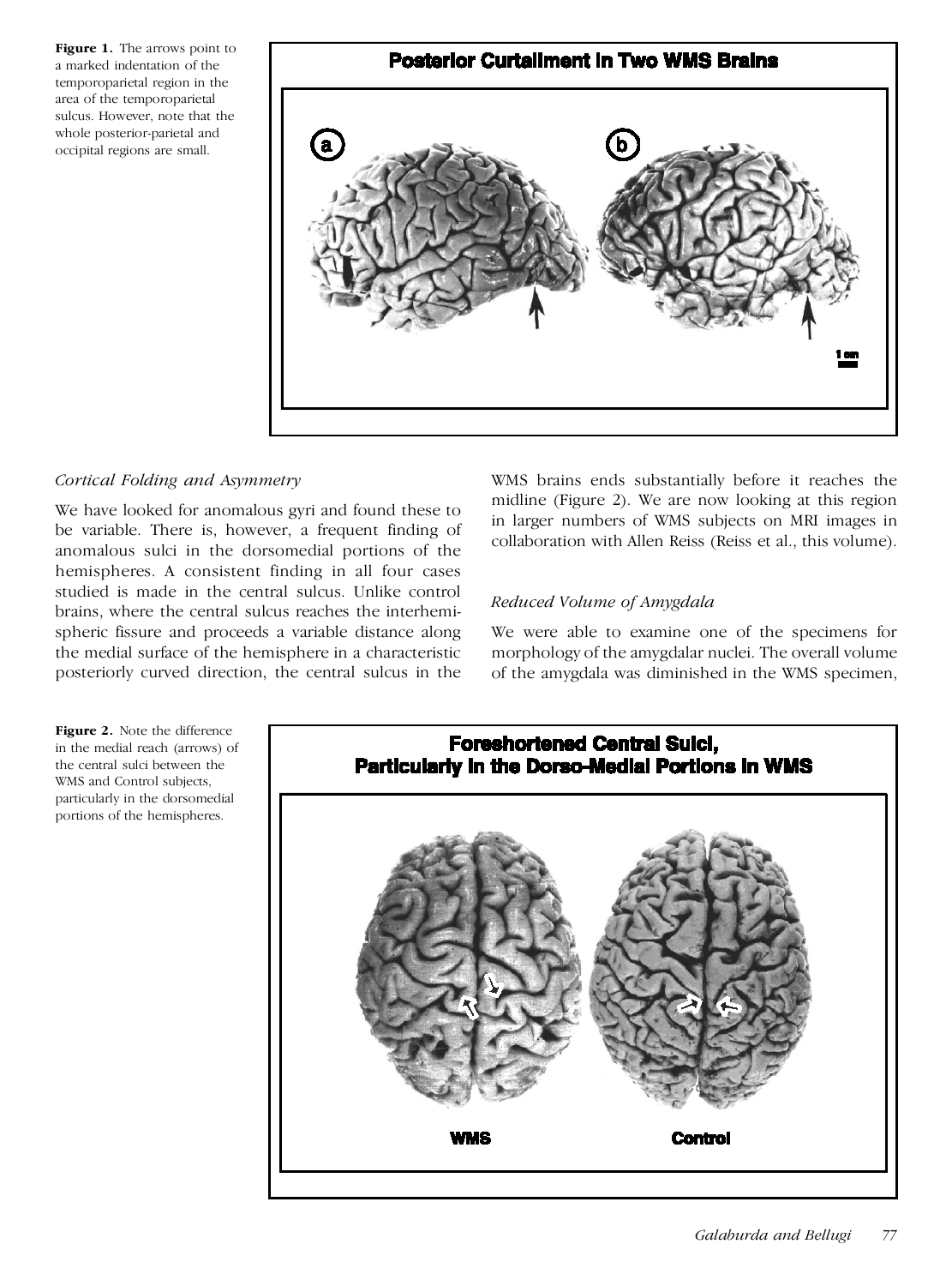**Figure 1.** The arrows point to a marked indentation of the temporoparietal region in the area of the temporoparietal sulcus. However, note that the whole posterior-parietal and occipital regions are small.

### *Cortical Folding and Asymmetry*

We have looked for anomalous gyri and found these to be variable. There is, however, a frequent finding of anomalous sulci in the dorsomedial portions of the hemispheres. A consistent finding in all four cases studied is made in the central sulcus. Unlike control brains, where the central sulcus reaches the interhemispheric fissure and proceeds a variable distance along the medial surface of the hemisphere in a characteristic posteriorly curved direction, the central sulcus in the WMS brains ends substantially before it reaches the midline (Figure 2). We are now looking at this region in larger numbers of WMS subjects on MRI images in collaboration with Allen Reiss (Reiss et al., this volume).

### *Reduced Volume of Amygdala*

We were able to examine one of the specimens for morphology of the amygdalar nuclei. The overall volume of the amygdala was diminished in the WMS specimen,

**Figure 2.** Note the difference in the medial reach (arrows) of the central sulci between the WMS and Control subjects, particularly in the dorsomedial portions of the hemispheres.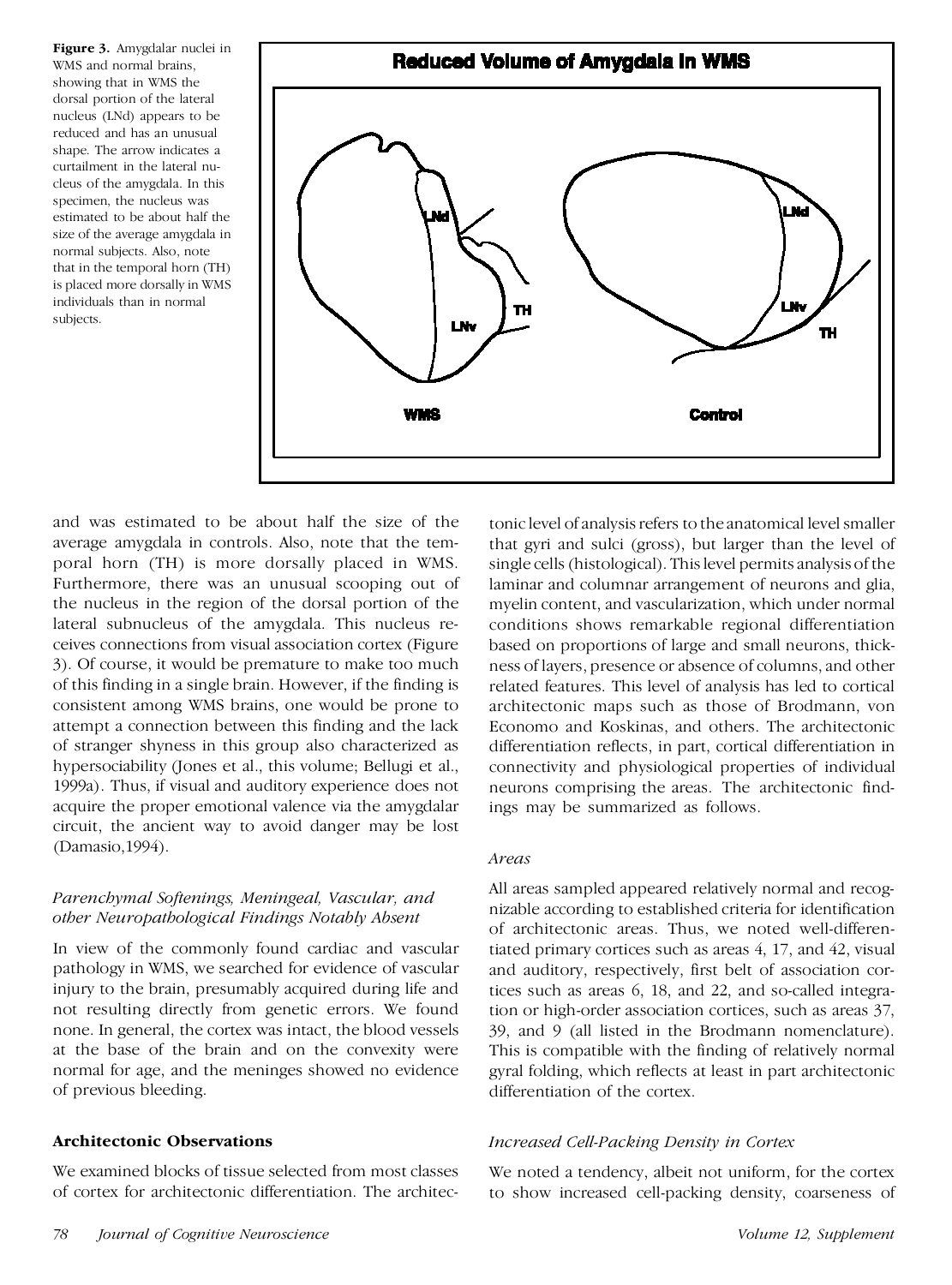**Figure 3.** Amygdalar nuclei in WMS and normal brains, showing that in WMS the dorsal portion of the lateral nucleus (LNd) appears to be reduced and has an unusual shape. The arrow indicates a curtailment in the lateral nucleus of the amygdala. In this specimen, the nucleus was estimated to be about half the size of the average amygdala in normal subjects. Also, note that in the temporal horn (TH) is placed more dorsally in WMS individuals than in normal subjects.

and was estimated to be about half the size of the average amygdala in controls. Also, note that the temporal horn (TH) is more dorsally placed in WMS. Furthermore, there was an unusual scooping out of the nucleus in the region of the dorsal portion of the lateral subnucleus of the amygdala. This nucleus receives connections from visual association cortex (Figure 3). Of course, it would be premature to make too much of this finding in a single brain. However, if the finding is consistent among WMS brains, one would be prone to attempt a connection between this finding and the lack of stranger shyness in this group also characterized as hypersociability (Jones et al., this volume; Bellugi et al., 1999a). Thus, if visual and auditory experience does not acquire the proper emotional valence via the amygdalar circuit, the ancient way to avoid danger may be lost (Damasio,1994).

### *Parenchymal Softenings, Meningeal, Vascular, and other Neuropathological Findings Notably Absent*

In view of the commonly found cardiac and vascular pathology in WMS, we searched for evidence of vascular injury to the brain, presumably acquired during life and not resulting directly from genetic errors. We found none. In general, the cortex was intact, the blood vessels at the base of the brain and on the convexity were normal for age, and the meninges showed no evidence of previous bleeding.

## Architectonic Observations

We examined blocks of tissue selected from most classes of cortex for architectonic differentiation. The architectonic level of analysis refers to the anatomical level smaller that gyri and sulci (gross), but larger than the level of single cells (histological). This level permits analysis of the laminar and columnar arrangement of neurons and glia, myelin content, and vascularization, which under normal conditions shows remarkable regional differentiation based on proportions of large and small neurons, thickness of layers, presence or absence of columns, and other related features. This level of analysis has led to cortical architectonic maps such as those of Brodmann, von Economo and Koskinas, and others. The architectonic differentiation reflects, in part, cortical differentiation in connectivity and physiological properties of individual neurons comprising the areas. The architectonic findings may be summarized as follows.

### *Areas*

All areas sampled appeared relatively normal and recognizable according to established criteria for identification of architectonic areas. Thus, we noted well-differentiated primary cortices such as areas 4, 17, and 42, visual and auditory, respectively, first belt of association cortices such as areas 6, 18, and 22, and so-called integration or high-order association cortices, such as areas 37, 39, and 9 (all listed in the Brodmann nomenclature). This is compatible with the finding of relatively normal gyral folding, which reflects at least in part architectonic differentiation of the cortex.

### *Increased Cell-Packing Density in Cortex*

We noted a tendency, albeit not uniform, for the cortex to show increased cell-packing density, coarseness of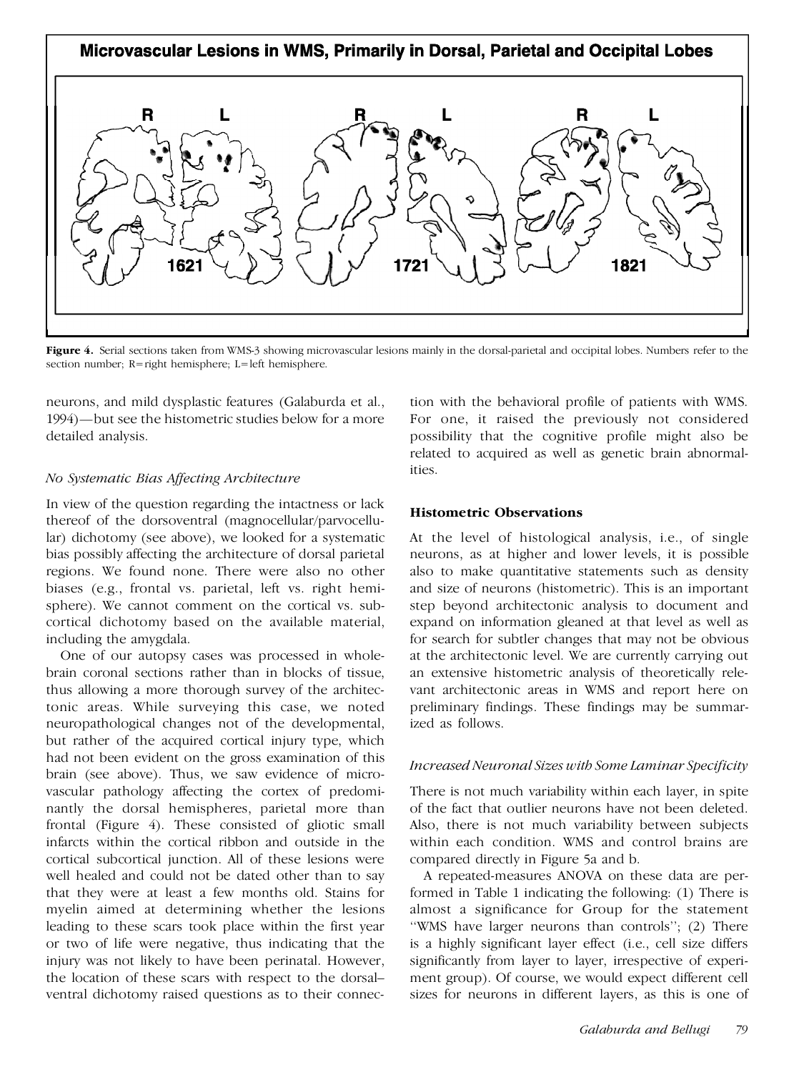Figure 4. Serial sections taken from WMS-3 showing microvascular lesions mainly in the dorsal-parietal and occipital lobes. Numbers refer to the section number; R=right hemisphere; L=left hemisphere.

neurons, and mild dysplastic features (Galaburda et al., 1994)—but see the histometric studies below for a more detailed analysis.

### *No Systematic Bias Affecting Architecture*

In view of the question regarding the intactness or lack thereof of the dorsoventral (magnocellular/parvocellular) dichotomy (see above), we looked for a systematic bias possibly affecting the architecture of dorsal parietal regions. We found none. There were also no other biases (e.g., frontal vs. parietal, left vs. right hemisphere). We cannot comment on the cortical vs. subcortical dichotomy based on the available material, including the amygdala.

One of our autopsy cases was processed in whole-brain coronal sections rather than in blocks of tissue, thus allowing a more thorough survey of the architectonic areas. While surveying this case, we noted neuropathological changes not of the developmental, but rather of the acquired cortical injury type, which had not been evident on the gross examination of this brain (see above). Thus, we saw evidence of microvascular pathology affecting the cortex of predominantly the dorsal hemispheres, parietal more than frontal (Figure 4). These consisted of gliotic small infarcts within the cortical ribbon and outside in the cortical subcortical junction. All of these lesions were well healed and could not be dated other than to say that they were at least a few months old. Stains for myelin aimed at determining whether the lesions leading to these scars took place within the first year or two of life were negative, thus indicating that the injury was not likely to have been perinatal. However, the location of these scars with respect to the dorsal–ventral dichotomy raised questions as to their connection with the behavioral profile of patients with WMS. For one, it raised the previously not considered possibility that the cognitive profile might also be related to acquired as well as genetic brain abnormalities.

## Histometric Observations

At the level of histological analysis, i.e., of single neurons, as at higher and lower levels, it is possible also to make quantitative statements such as density and size of neurons (histometric). This is an important step beyond architectonic analysis to document and expand on information gleaned at that level as well as for search for subtler changes that may not be obvious at the architectonic level. We are currently carrying out an extensive histometric analysis of theoretically relevant architectonic areas in WMS and report here on preliminary findings. These findings may be summarized as follows.

### *Increased Neuronal Sizes with Some Laminar Specificity*

There is not much variability within each layer, in spite of the fact that outlier neurons have not been deleted. Also, there is not much variability between subjects within each condition. WMS and control brains are compared directly in Figure 5a and b.

A repeated-measures ANOVA on these data are performed in Table 1 indicating the following: (1) There is almost a significance for Group for the statement ''WMS have larger neurons than controls''; (2) There is a highly significant layer effect (i.e., cell size differs significantly from layer to layer, irrespective of experiment group). Of course, we would expect different cell sizes for neurons in different layers, as this is one of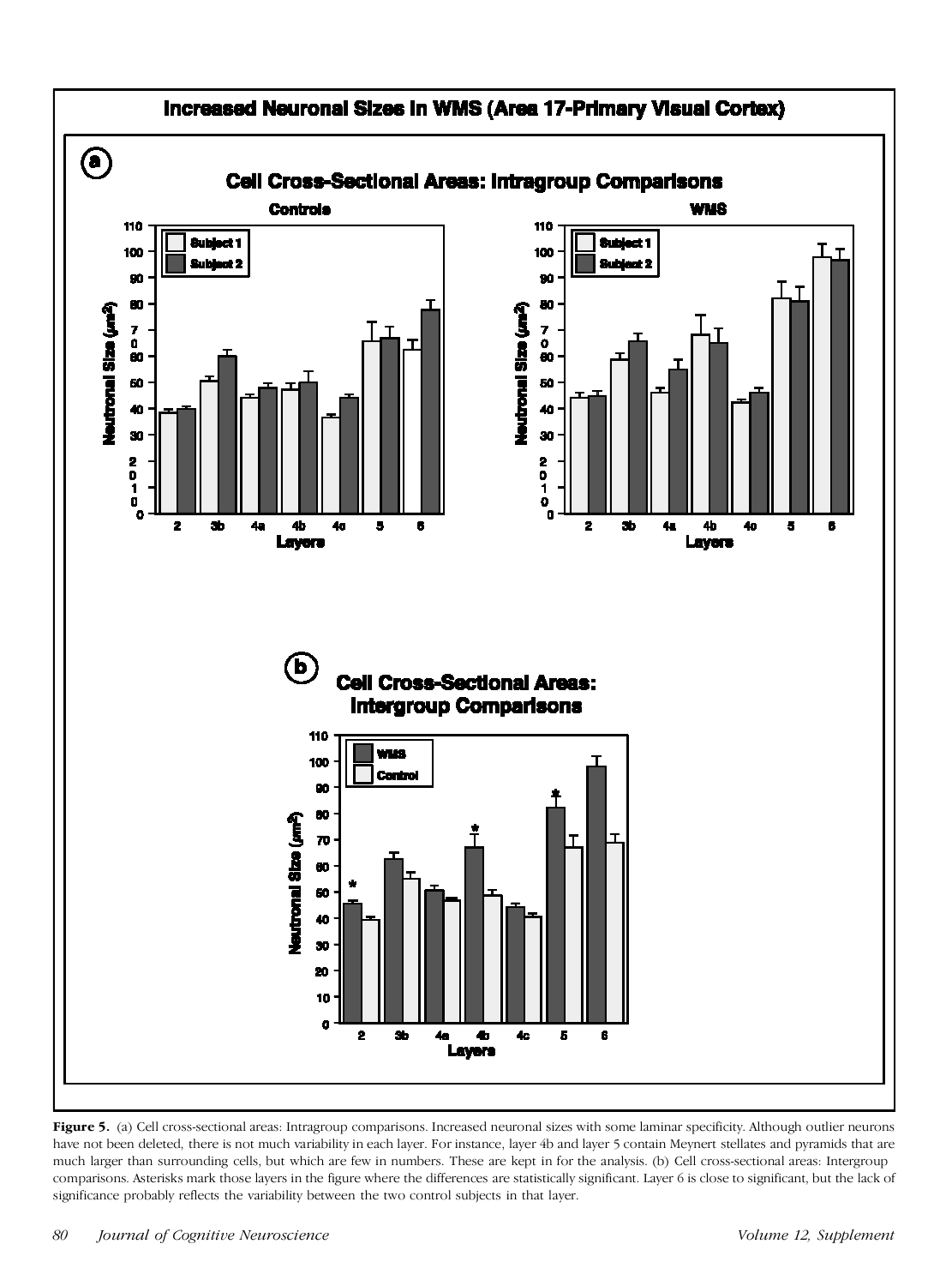**Figure 5.** (a) Cell cross-sectional areas: Intragroup comparisons. Increased neuronal sizes with some laminar specificity. Although outlier neurons have not been deleted, there is not much variability in each layer. For instance, layer 4b and layer 5 contain Meynert stellates and pyramids that are much larger than surrounding cells, but which are few in numbers. These are kept in for the analysis. (b) Cell cross-sectional areas: Intergroup comparisons. Asterisks mark those layers in the figure where the differences are statistically significant. Layer 6 is close to significant, but the lack of significance probably reflects the variability between the two control subjects in that layer.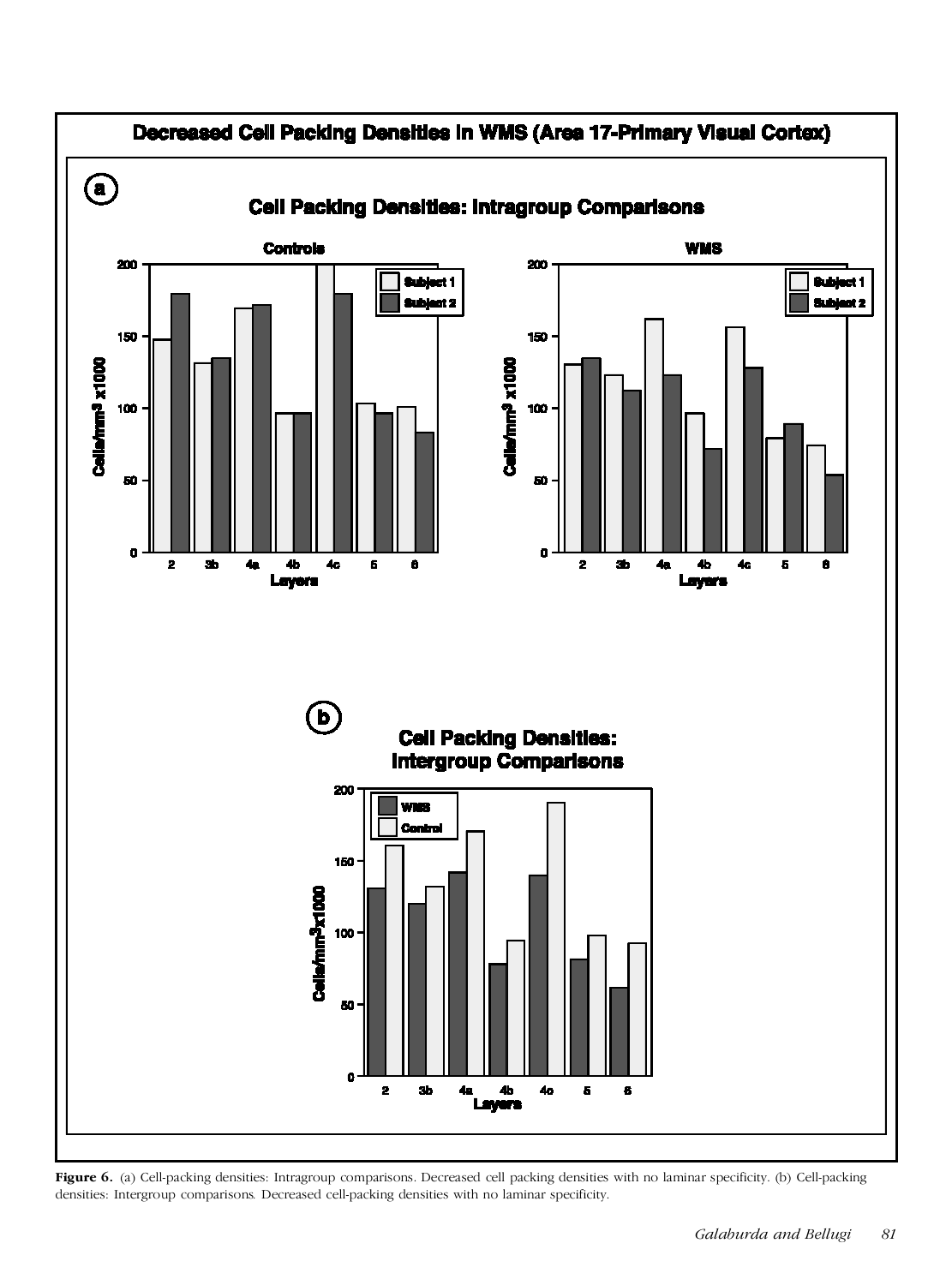## Decreased Cell Packing Densities in WMS (Area 17-Primary Visual Cortex)

**a**

**Cell Packing Densities: Intragroup Comparisons**

**Controls**

**WMS**

**b**

**Cell Packing Densities: Intergroup Comparisons**

**Figure 6.** (a) Cell-packing densities: Intragroup comparisons. Decreased cell packing densities with no laminar specificity. (b) Cell-packing densities: Intergroup comparisons. Decreased cell-packing densities with no laminar specificity.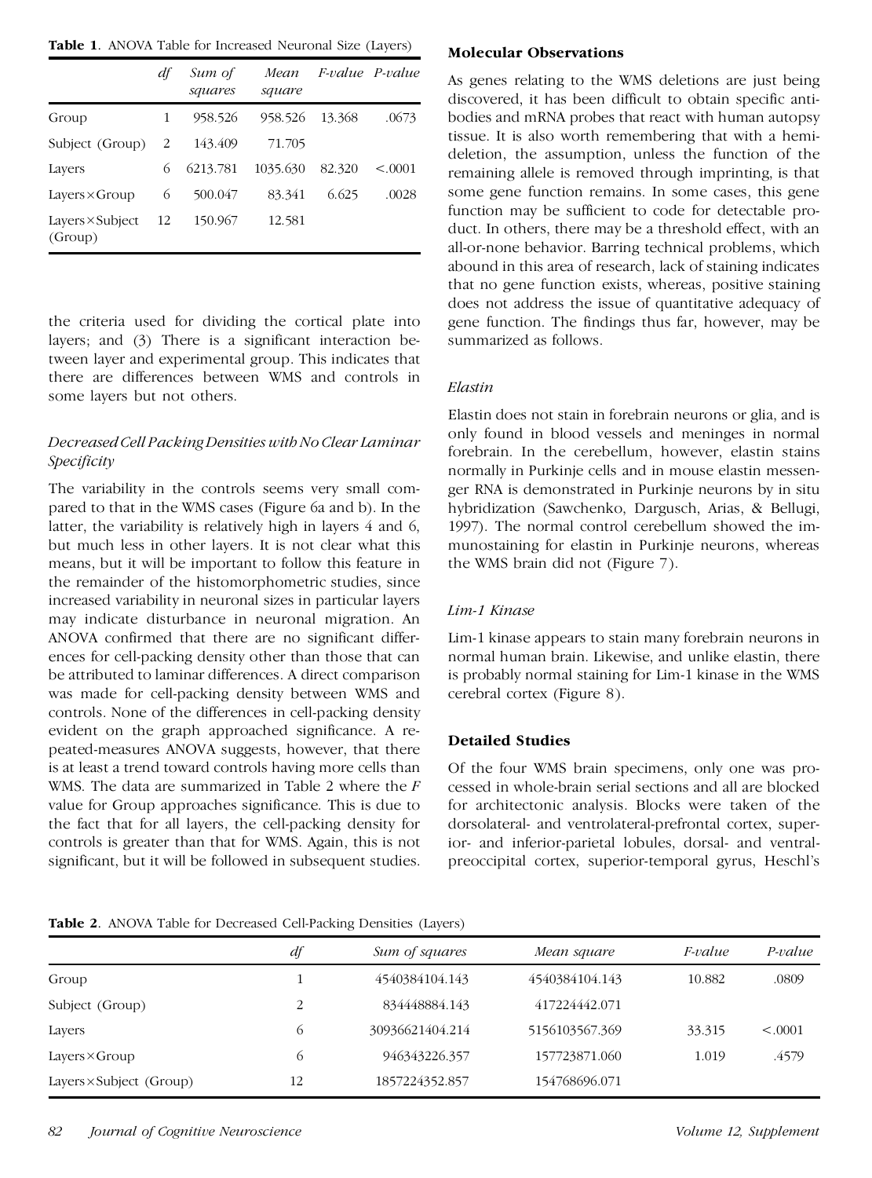**Table 1**. ANOVA Table for Increased Neuronal Size (Layers)

| | *df* | *Sum of squares* | *Mean square* | *F-value* | *P-value* |
|---|---|---|---|---|---|
| Group | 1 | 958.526 | 958.526 | 13.368 | .0673 |
| Subject (Group) | 2 | 143.409 | 71.705 | | |
| Layers | 6 | 6213.781 | 1035.630 | 82.320 | <.0001 |
| Layers×Group | 6 | 500.047 | 83.341 | 6.625 | .0028 |
| Layers×Subject (Group) | 12 | 150.967 | 12.581 | | |

the criteria used for dividing the cortical plate into layers; and (3) There is a significant interaction between layer and experimental group. This indicates that there are differences between WMS and controls in some layers but not others.

### *Decreased Cell Packing Densities with No Clear Laminar Specificity*

The variability in the controls seems very small compared to that in the WMS cases (Figure 6a and b). In the latter, the variability is relatively high in layers 4 and 6, but much less in other layers. It is not clear what this means, but it will be important to follow this feature in the remainder of the histomorphometric studies, since increased variability in neuronal sizes in particular layers may indicate disturbance in neuronal migration. An ANOVA confirmed that there are no significant differences for cell-packing density other than those that can be attributed to laminar differences. A direct comparison was made for cell-packing density between WMS and controls. None of the differences in cell-packing density evident on the graph approached significance. A repeated-measures ANOVA suggests, however, that there is at least a trend toward controls having more cells than WMS. The data are summarized in Table 2 where the *F* value for Group approaches significance. This is due to the fact that for all layers, the cell-packing density for controls is greater than that for WMS. Again, this is not significant, but it will be followed in subsequent studies.

## Molecular Observations

As genes relating to the WMS deletions are just being discovered, it has been difficult to obtain specific antibodies and mRNA probes that react with human autopsy tissue. It is also worth remembering that with a hemideletion, the assumption, unless the function of the remaining allele is removed through imprinting, is that some gene function remains. In some cases, this gene function may be sufficient to code for detectable product. In others, there may be a threshold effect, with an all-or-none behavior. Barring technical problems, which abound in this area of research, lack of staining indicates that no gene function exists, whereas, positive staining does not address the issue of quantitative adequacy of gene function. The findings thus far, however, may be summarized as follows.

### *Elastin*

Elastin does not stain in forebrain neurons or glia, and is only found in blood vessels and meninges in normal forebrain. In the cerebellum, however, elastin stains normally in Purkinje cells and in mouse elastin messenger RNA is demonstrated in Purkinje neurons by in situ hybridization (Sawchenko, Dargusch, Arias, & Bellugi, 1997). The normal control cerebellum showed the immunostaining for elastin in Purkinje neurons, whereas the WMS brain did not (Figure 7).

### *Lim-1 Kinase*

Lim-1 kinase appears to stain many forebrain neurons in normal human brain. Likewise, and unlike elastin, there is probably normal staining for Lim-1 kinase in the WMS cerebral cortex (Figure 8).

## Detailed Studies

Of the four WMS brain specimens, only one was processed in whole-brain serial sections and all are blocked for architectonic analysis. Blocks were taken of the dorsolateral- and ventrolateral-prefrontal cortex, superior- and inferior-parietal lobules, dorsal- and ventral-preoccipital cortex, superior-temporal gyrus, Heschl's

**Table 2**. ANOVA Table for Decreased Cell-Packing Densities (Layers)

| | *df* | *Sum of squares* | *Mean square* | *F-value* | *P-value* |
|---|---|---|---|---|---|
| Group | 1 | 4540384104.143 | 4540384104.143 | 10.882 | .0809 |
| Subject (Group) | 2 | 834448884.143 | 417224442.071 | | |
| Layers | 6 | 30936621404.214 | 5156103567.369 | 33.315 | <.0001 |
| Layers×Group | 6 | 946343226.357 | 157723871.060 | 1.019 | .4579 |
| Layers×Subject (Group) | 12 | 1857224352.857 | 154768696.071 | | |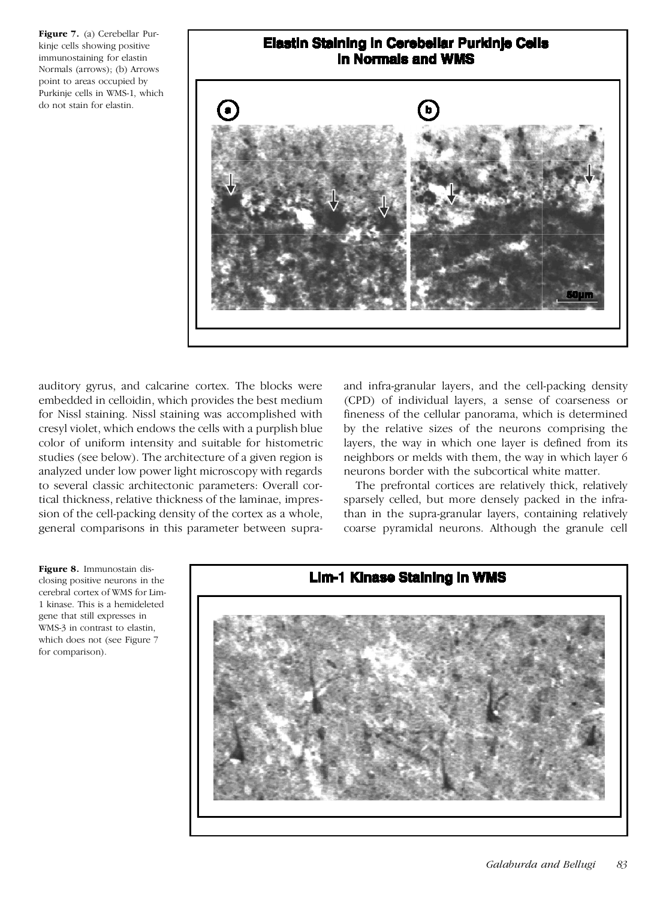**Figure 7.** (a) Cerebellar Purkinje cells showing positive immunostaining for elastin Normals (arrows); (b) Arrows point to areas occupied by Purkinje cells in WMS-1, which do not stain for elastin.

auditory gyrus, and calcarine cortex. The blocks were embedded in celloidin, which provides the best medium for Nissl staining. Nissl staining was accomplished with cresyl violet, which endows the cells with a purplish blue color of uniform intensity and suitable for histometric studies (see below). The architecture of a given region is analyzed under low power light microscopy with regards to several classic architectonic parameters: Overall cortical thickness, relative thickness of the laminae, impression of the cell-packing density of the cortex as a whole, general comparisons in this parameter between supra- and infra-granular layers, and the cell-packing density (CPD) of individual layers, a sense of coarseness or fineness of the cellular panorama, which is determined by the relative sizes of the neurons comprising the layers, the way in which one layer is defined from its neighbors or melds with them, the way in which layer 6 neurons border with the subcortical white matter.

The prefrontal cortices are relatively thick, relatively sparsely celled, but more densely packed in the infra- than in the supra-granular layers, containing relatively coarse pyramidal neurons. Although the granule cell

**Figure 8.** Immunostain disclosing positive neurons in the cerebral cortex of WMS for Lim-1 kinase. This is a hemideleted gene that still expresses in WMS-3 in contrast to elastin, which does not (see Figure 7 for comparison).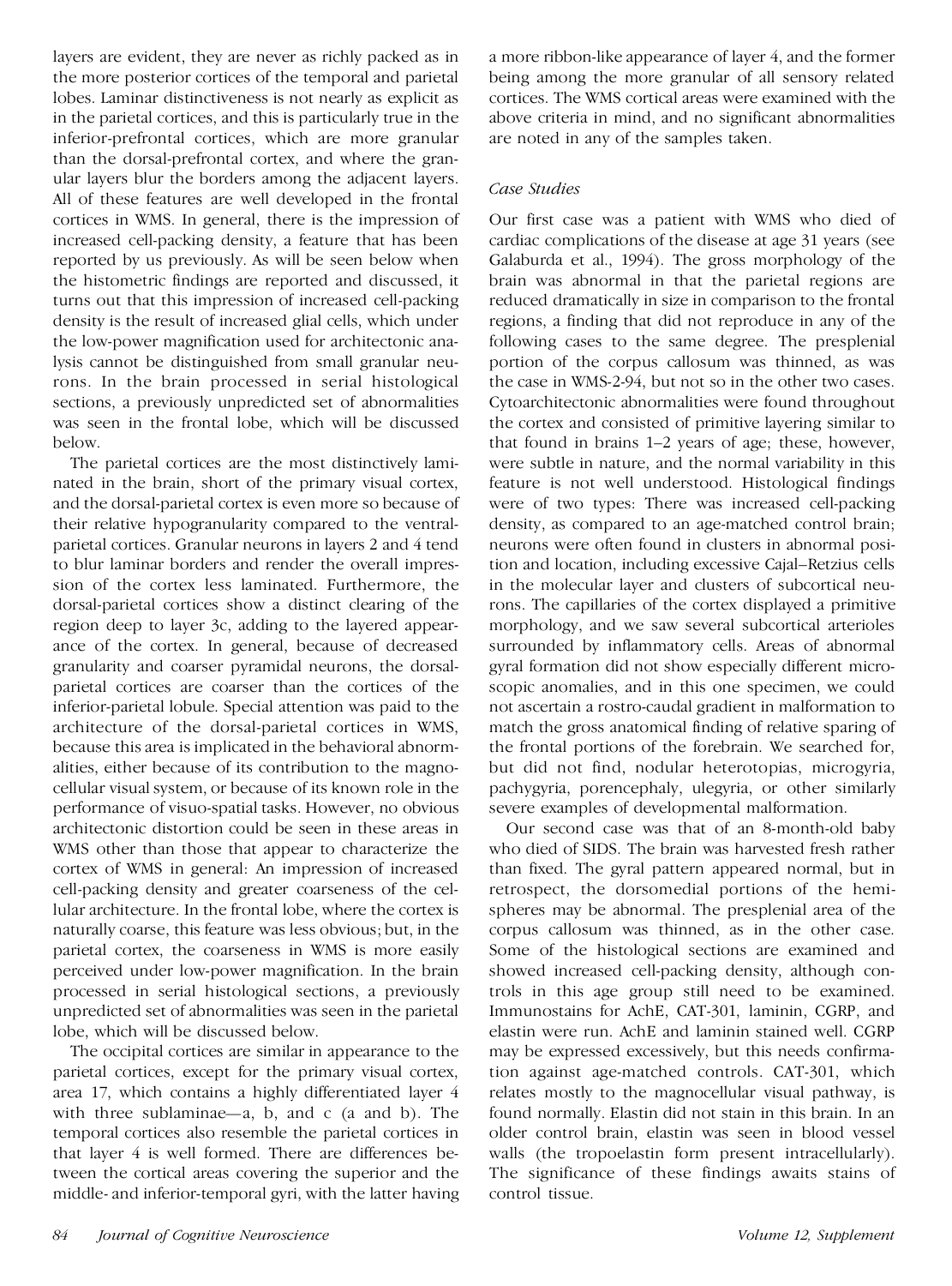layers are evident, they are never as richly packed as in the more posterior cortices of the temporal and parietal lobes. Laminar distinctiveness is not nearly as explicit as in the parietal cortices, and this is particularly true in the inferior-prefrontal cortices, which are more granular than the dorsal-prefrontal cortex, and where the granular layers blur the borders among the adjacent layers. All of these features are well developed in the frontal cortices in WMS. In general, there is the impression of increased cell-packing density, a feature that has been reported by us previously. As will be seen below when the histometric findings are reported and discussed, it turns out that this impression of increased cell-packing density is the result of increased glial cells, which under the low-power magnification used for architectonic analysis cannot be distinguished from small granular neurons. In the brain processed in serial histological sections, a previously unpredicted set of abnormalities was seen in the frontal lobe, which will be discussed below.

The parietal cortices are the most distinctively laminated in the brain, short of the primary visual cortex, and the dorsal-parietal cortex is even more so because of their relative hypogranularity compared to the ventral-parietal cortices. Granular neurons in layers 2 and 4 tend to blur laminar borders and render the overall impression of the cortex less laminated. Furthermore, the dorsal-parietal cortices show a distinct clearing of the region deep to layer 3c, adding to the layered appearance of the cortex. In general, because of decreased granularity and coarser pyramidal neurons, the dorsal-parietal cortices are coarser than the cortices of the inferior-parietal lobule. Special attention was paid to the architecture of the dorsal-parietal cortices in WMS, because this area is implicated in the behavioral abnormalities, either because of its contribution to the magnocellular visual system, or because of its known role in the performance of visuo-spatial tasks. However, no obvious architectonic distortion could be seen in these areas in WMS other than those that appear to characterize the cortex of WMS in general: An impression of increased cell-packing density and greater coarseness of the cellular architecture. In the frontal lobe, where the cortex is naturally coarse, this feature was less obvious; but, in the parietal cortex, the coarseness in WMS is more easily perceived under low-power magnification. In the brain processed in serial histological sections, a previously unpredicted set of abnormalities was seen in the parietal lobe, which will be discussed below.

The occipital cortices are similar in appearance to the parietal cortices, except for the primary visual cortex, area 17, which contains a highly differentiated layer 4 with three sublaminae—a, b, and c (a and b). The temporal cortices also resemble the parietal cortices in that layer 4 is well formed. There are differences between the cortical areas covering the superior and the middle- and inferior-temporal gyri, with the latter having a more ribbon-like appearance of layer 4, and the former being among the more granular of all sensory related cortices. The WMS cortical areas were examined with the above criteria in mind, and no significant abnormalities are noted in any of the samples taken.

### *Case Studies*

Our first case was a patient with WMS who died of cardiac complications of the disease at age 31 years (see Galaburda et al., 1994). The gross morphology of the brain was abnormal in that the parietal regions are reduced dramatically in size in comparison to the frontal regions, a finding that did not reproduce in any of the following cases to the same degree. The presplenial portion of the corpus callosum was thinned, as was the case in WMS-2-94, but not so in the other two cases. Cytoarchitectonic abnormalities were found throughout the cortex and consisted of primitive layering similar to that found in brains 1–2 years of age; these, however, were subtle in nature, and the normal variability in this feature is not well understood. Histological findings were of two types: There was increased cell-packing density, as compared to an age-matched control brain; neurons were often found in clusters in abnormal position and location, including excessive Cajal–Retzius cells in the molecular layer and clusters of subcortical neurons. The capillaries of the cortex displayed a primitive morphology, and we saw several subcortical arterioles surrounded by inflammatory cells. Areas of abnormal gyral formation did not show especially different microscopic anomalies, and in this one specimen, we could not ascertain a rostro-caudal gradient in malformation to match the gross anatomical finding of relative sparing of the frontal portions of the forebrain. We searched for, but did not find, nodular heterotopias, microgyria, pachygyria, porencephaly, ulegyria, or other similarly severe examples of developmental malformation.

Our second case was that of an 8-month-old baby who died of SIDS. The brain was harvested fresh rather than fixed. The gyral pattern appeared normal, but in retrospect, the dorsomedial portions of the hemispheres may be abnormal. The presplenial area of the corpus callosum was thinned, as in the other case. Some of the histological sections are examined and showed increased cell-packing density, although controls in this age group still need to be examined. Immunostains for AchE, CAT-301, laminin, CGRP, and elastin were run. AchE and laminin stained well. CGRP may be expressed excessively, but this needs confirmation against age-matched controls. CAT-301, which relates mostly to the magnocellular visual pathway, is found normally. Elastin did not stain in this brain. In an older control brain, elastin was seen in blood vessel walls (the tropoelastin form present intracellularly). The significance of these findings awaits stains of control tissue.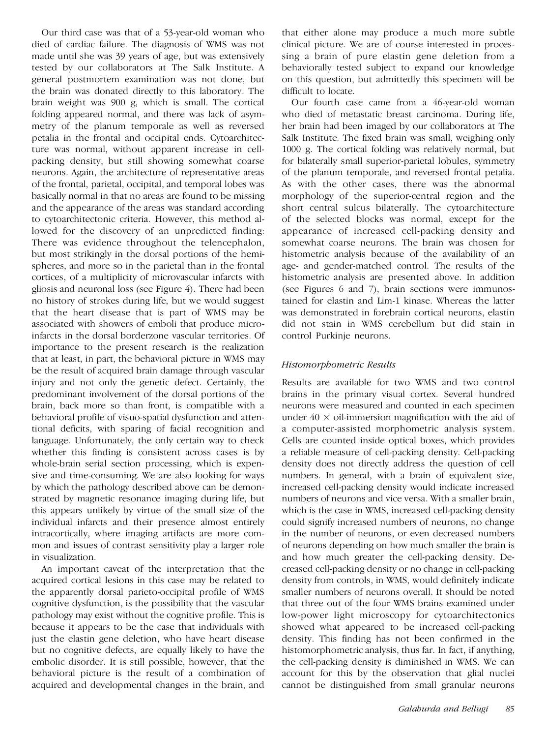Our third case was that of a 53-year-old woman who died of cardiac failure. The diagnosis of WMS was not made until she was 39 years of age, but was extensively tested by our collaborators at The Salk Institute. A general postmortem examination was not done, but the brain was donated directly to this laboratory. The brain weight was 900 g, which is small. The cortical folding appeared normal, and there was lack of asymmetry of the planum temporale as well as reversed petalia in the frontal and occipital ends. Cytoarchitecture was normal, without apparent increase in cell-packing density, but still showing somewhat coarse neurons. Again, the architecture of representative areas of the frontal, parietal, occipital, and temporal lobes was basically normal in that no areas are found to be missing and the appearance of the areas was standard according to cytoarchitectonic criteria. However, this method allowed for the discovery of an unpredicted finding: There was evidence throughout the telencephalon, but most strikingly in the dorsal portions of the hemispheres, and more so in the parietal than in the frontal cortices, of a multiplicity of microvascular infarcts with gliosis and neuronal loss (see Figure 4). There had been no history of strokes during life, but we would suggest that the heart disease that is part of WMS may be associated with showers of emboli that produce microinfarcts in the dorsal borderzone vascular territories. Of importance to the present research is the realization that at least, in part, the behavioral picture in WMS may be the result of acquired brain damage through vascular injury and not only the genetic defect. Certainly, the predominant involvement of the dorsal portions of the brain, back more so than front, is compatible with a behavioral profile of visuo-spatial dysfunction and attentional deficits, with sparing of facial recognition and language. Unfortunately, the only certain way to check whether this finding is consistent across cases is by whole-brain serial section processing, which is expensive and time-consuming. We are also looking for ways by which the pathology described above can be demonstrated by magnetic resonance imaging during life, but this appears unlikely by virtue of the small size of the individual infarcts and their presence almost entirely intracortically, where imaging artifacts are more common and issues of contrast sensitivity play a larger role in visualization.

An important caveat of the interpretation that the acquired cortical lesions in this case may be related to the apparently dorsal parieto-occipital profile of WMS cognitive dysfunction, is the possibility that the vascular pathology may exist without the cognitive profile. This is because it appears to be the case that individuals with just the elastin gene deletion, who have heart disease but no cognitive defects, are equally likely to have the embolic disorder. It is still possible, however, that the behavioral picture is the result of a combination of acquired and developmental changes in the brain, and that either alone may produce a much more subtle clinical picture. We are of course interested in processing a brain of pure elastin gene deletion from a behaviorally tested subject to expand our knowledge on this question, but admittedly this specimen will be difficult to locate.

Our fourth case came from a 46-year-old woman who died of metastatic breast carcinoma. During life, her brain had been imaged by our collaborators at The Salk Institute. The fixed brain was small, weighing only 1000 g. The cortical folding was relatively normal, but for bilaterally small superior-parietal lobules, symmetry of the planum temporale, and reversed frontal petalia. As with the other cases, there was the abnormal morphology of the superior-central region and the short central sulcus bilaterally. The cytoarchitecture of the selected blocks was normal, except for the appearance of increased cell-packing density and somewhat coarse neurons. The brain was chosen for histometric analysis because of the availability of an age- and gender-matched control. The results of the histometric analysis are presented above. In addition (see Figures 6 and 7), brain sections were immunostained for elastin and Lim-1 kinase. Whereas the latter was demonstrated in forebrain cortical neurons, elastin did not stain in WMS cerebellum but did stain in control Purkinje neurons.

### *Histomorphometric Results*

Results are available for two WMS and two control brains in the primary visual cortex. Several hundred neurons were measured and counted in each specimen under 40 × oil-immersion magnification with the aid of a computer-assisted morphometric analysis system. Cells are counted inside optical boxes, which provides a reliable measure of cell-packing density. Cell-packing density does not directly address the question of cell numbers. In general, with a brain of equivalent size, increased cell-packing density would indicate increased numbers of neurons and vice versa. With a smaller brain, which is the case in WMS, increased cell-packing density could signify increased numbers of neurons, no change in the number of neurons, or even decreased numbers of neurons depending on how much smaller the brain is and how much greater the cell-packing density. Decreased cell-packing density or no change in cell-packing density from controls, in WMS, would definitely indicate smaller numbers of neurons overall. It should be noted that three out of the four WMS brains examined under low-power light microscopy for cytoarchitectonics showed what appeared to be increased cell-packing density. This finding has not been confirmed in the histomorphometric analysis, thus far. In fact, if anything, the cell-packing density is diminished in WMS. We can account for this by the observation that glial nuclei cannot be distinguished from small granular neurons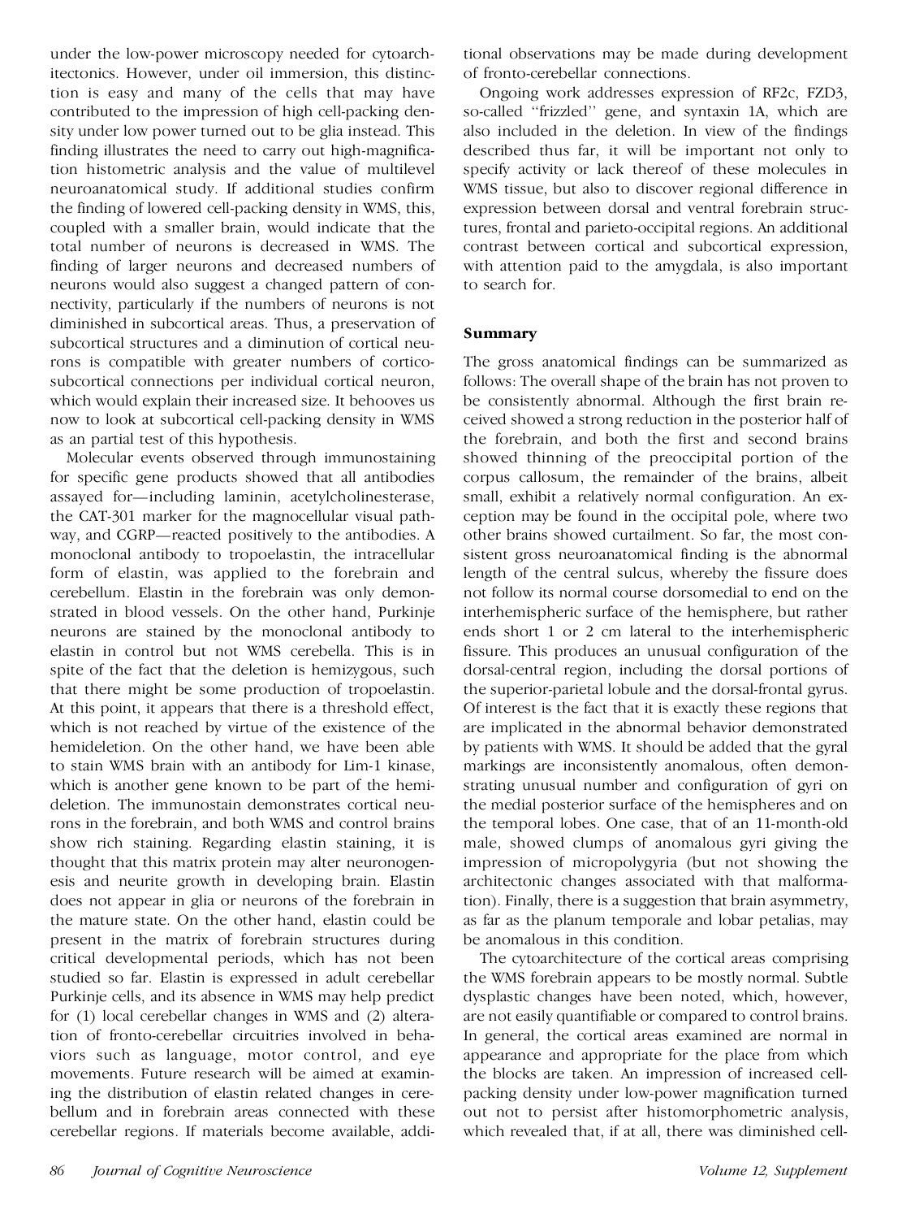under the low-power microscopy needed for cytoarchitectonics. However, under oil immersion, this distinction is easy and many of the cells that may have contributed to the impression of high cell-packing density under low power turned out to be glia instead. This finding illustrates the need to carry out high-magnification histometric analysis and the value of multilevel neuroanatomical study. If additional studies confirm the finding of lowered cell-packing density in WMS, this, coupled with a smaller brain, would indicate that the total number of neurons is decreased in WMS. The finding of larger neurons and decreased numbers of neurons would also suggest a changed pattern of connectivity, particularly if the numbers of neurons is not diminished in subcortical areas. Thus, a preservation of subcortical structures and a diminution of cortical neurons is compatible with greater numbers of cortico-subcortical connections per individual cortical neuron, which would explain their increased size. It behooves us now to look at subcortical cell-packing density in WMS as an partial test of this hypothesis.

Molecular events observed through immunostaining for specific gene products showed that all antibodies assayed for—including laminin, acetylcholinesterase, the CAT-301 marker for the magnocellular visual pathway, and CGRP—reacted positively to the antibodies. A monoclonal antibody to tropoelastin, the intracellular form of elastin, was applied to the forebrain and cerebellum. Elastin in the forebrain was only demonstrated in blood vessels. On the other hand, Purkinje neurons are stained by the monoclonal antibody to elastin in control but not WMS cerebella. This is in spite of the fact that the deletion is hemizygous, such that there might be some production of tropoelastin. At this point, it appears that there is a threshold effect, which is not reached by virtue of the existence of the hemideletion. On the other hand, we have been able to stain WMS brain with an antibody for Lim-1 kinase, which is another gene known to be part of the hemideletion. The immunostain demonstrates cortical neurons in the forebrain, and both WMS and control brains show rich staining. Regarding elastin staining, it is thought that this matrix protein may alter neuronogenesis and neurite growth in developing brain. Elastin does not appear in glia or neurons of the forebrain in the mature state. On the other hand, elastin could be present in the matrix of forebrain structures during critical developmental periods, which has not been studied so far. Elastin is expressed in adult cerebellar Purkinje cells, and its absence in WMS may help predict for (1) local cerebellar changes in WMS and (2) alteration of fronto-cerebellar circuitries involved in behaviors such as language, motor control, and eye movements. Future research will be aimed at examining the distribution of elastin related changes in cerebellum and in forebrain areas connected with these cerebellar regions. If materials become available, additional observations may be made during development of fronto-cerebellar connections.

Ongoing work addresses expression of RF2c, FZD3, so-called "frizzled" gene, and syntaxin 1A, which are also included in the deletion. In view of the findings described thus far, it will be important not only to specify activity or lack thereof of these molecules in WMS tissue, but also to discover regional difference in expression between dorsal and ventral forebrain structures, frontal and parieto-occipital regions. An additional contrast between cortical and subcortical expression, with attention paid to the amygdala, is also important to search for.

## Summary

The gross anatomical findings can be summarized as follows: The overall shape of the brain has not proven to be consistently abnormal. Although the first brain received showed a strong reduction in the posterior half of the forebrain, and both the first and second brains showed thinning of the preoccipital portion of the corpus callosum, the remainder of the brains, albeit small, exhibit a relatively normal configuration. An exception may be found in the occipital pole, where two other brains showed curtailment. So far, the most consistent gross neuroanatomical finding is the abnormal length of the central sulcus, whereby the fissure does not follow its normal course dorsomedial to end on the interhemispheric surface of the hemisphere, but rather ends short 1 or 2 cm lateral to the interhemispheric fissure. This produces an unusual configuration of the dorsal-central region, including the dorsal portions of the superior-parietal lobule and the dorsal-frontal gyrus. Of interest is the fact that it is exactly these regions that are implicated in the abnormal behavior demonstrated by patients with WMS. It should be added that the gyral markings are inconsistently anomalous, often demonstrating unusual number and configuration of gyri on the medial posterior surface of the hemispheres and on the temporal lobes. One case, that of an 11-month-old male, showed clumps of anomalous gyri giving the impression of micropolygyria (but not showing the architectonic changes associated with that malformation). Finally, there is a suggestion that brain asymmetry, as far as the planum temporale and lobar petalias, may be anomalous in this condition.

The cytoarchitecture of the cortical areas comprising the WMS forebrain appears to be mostly normal. Subtle dysplastic changes have been noted, which, however, are not easily quantifiable or compared to control brains. In general, the cortical areas examined are normal in appearance and appropriate for the place from which the blocks are taken. An impression of increased cell-packing density under low-power magnification turned out not to persist after histomorphometric analysis, which revealed that, if at all, there was diminished cell-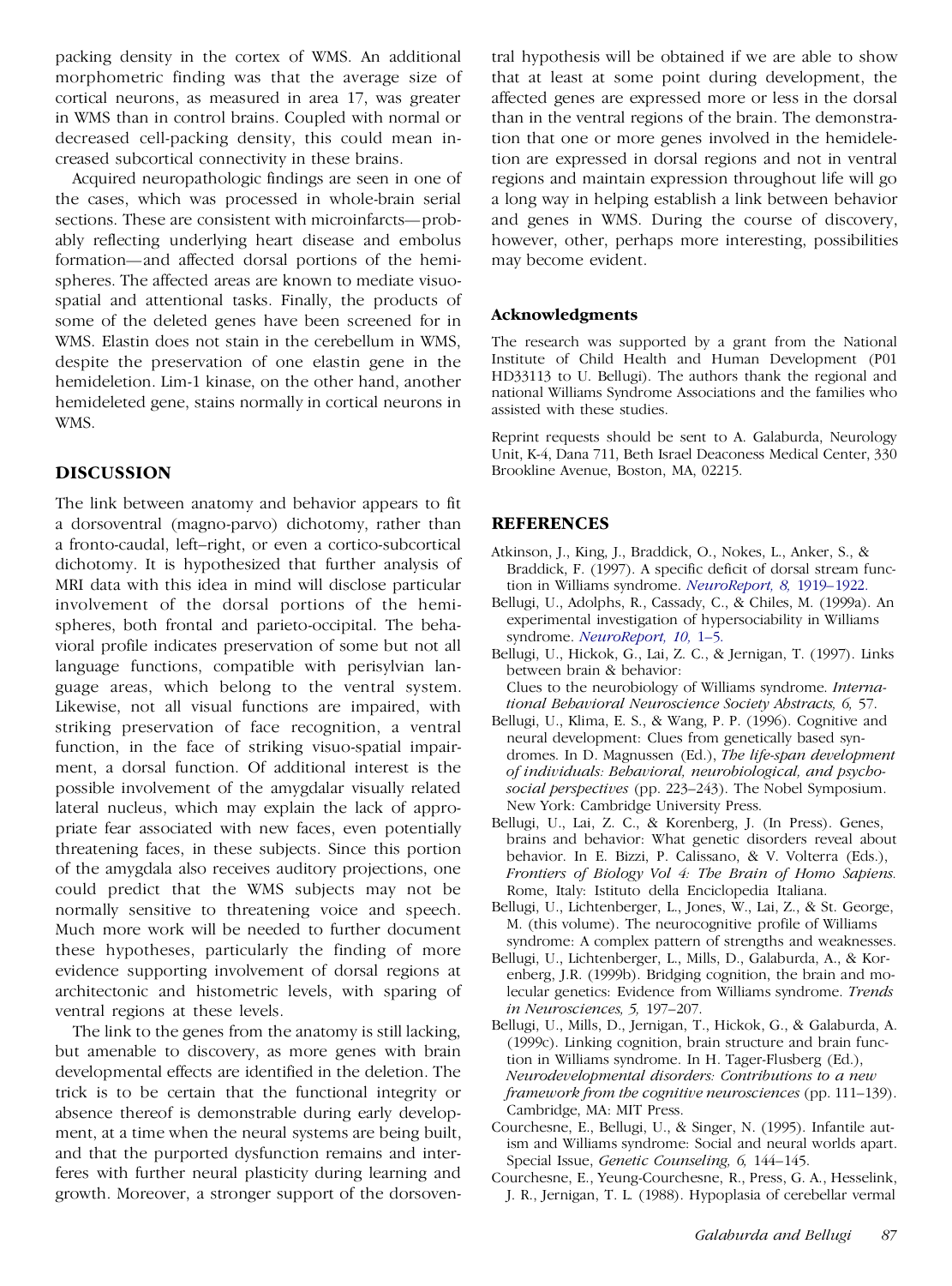packing density in the cortex of WMS. An additional morphometric finding was that the average size of cortical neurons, as measured in area 17, was greater in WMS than in control brains. Coupled with normal or decreased cell-packing density, this could mean increased subcortical connectivity in these brains.

Acquired neuropathologic findings are seen in one of the cases, which was processed in whole-brain serial sections. These are consistent with microinfarcts—probably reflecting underlying heart disease and embolus formation—and affected dorsal portions of the hemispheres. The affected areas are known to mediate visuospatial and attentional tasks. Finally, the products of some of the deleted genes have been screened for in WMS. Elastin does not stain in the cerebellum in WMS, despite the preservation of one elastin gene in the hemideletion. Lim-1 kinase, on the other hand, another hemideleted gene, stains normally in cortical neurons in WMS.

## DISCUSSION

The link between anatomy and behavior appears to fit a dorsoventral (magno-parvo) dichotomy, rather than a fronto-caudal, left–right, or even a cortico-subcortical dichotomy. It is hypothesized that further analysis of MRI data with this idea in mind will disclose particular involvement of the dorsal portions of the hemispheres, both frontal and parieto-occipital. The behavioral profile indicates preservation of some but not all language functions, compatible with perisylvian language areas, which belong to the ventral system. Likewise, not all visual functions are impaired, with striking preservation of face recognition, a ventral function, in the face of striking visuo-spatial impairment, a dorsal function. Of additional interest is the possible involvement of the amygdalar visually related lateral nucleus, which may explain the lack of appropriate fear associated with new faces, even potentially threatening faces, in these subjects. Since this portion of the amygdala also receives auditory projections, one could predict that the WMS subjects may not be normally sensitive to threatening voice and speech. Much more work will be needed to further document these hypotheses, particularly the finding of more evidence supporting involvement of dorsal regions at architectonic and histometric levels, with sparing of ventral regions at these levels.

The link to the genes from the anatomy is still lacking, but amenable to discovery, as more genes with brain developmental effects are identified in the deletion. The trick is to be certain that the functional integrity or absence thereof is demonstrable during early development, at a time when the neural systems are being built, and that the purported dysfunction remains and interferes with further neural plasticity during learning and growth. Moreover, a stronger support of the dorsoventral hypothesis will be obtained if we are able to show that at least at some point during development, the affected genes are expressed more or less in the dorsal than in the ventral regions of the brain. The demonstration that one or more genes involved in the hemideletion are expressed in dorsal regions and not in ventral regions and maintain expression throughout life will go a long way in helping establish a link between behavior and genes in WMS. During the course of discovery, however, other, perhaps more interesting, possibilities may become evident.

### Acknowledgments

The research was supported by a grant from the National Institute of Child Health and Human Development (P01 HD33113 to U. Bellugi). The authors thank the regional and national Williams Syndrome Associations and the families who assisted with these studies.

Reprint requests should be sent to A. Galaburda, Neurology Unit, K-4, Dana 711, Beth Israel Deaconess Medical Center, 330 Brookline Avenue, Boston, MA, 02215.

## REFERENCES

Atkinson, J., King, J., Braddick, O., Nokes, L., Anker, S., & Braddick, F. (1997). A specific deficit of dorsal stream function in Williams syndrome. *NeuroReport, 8,* 1919–1922.

Bellugi, U., Adolphs, R., Cassady, C., & Chiles, M. (1999a). An experimental investigation of hypersociability in Williams syndrome. *NeuroReport, 10,* 1–5.

Bellugi, U., Hickok, G., Lai, Z. C., & Jernigan, T. (1997). Links between brain & behavior: Clues to the neurobiology of Williams syndrome. *International Behavioral Neuroscience Society Abstracts, 6,* 57.

Bellugi, U., Klima, E. S., & Wang, P. P. (1996). Cognitive and neural development: Clues from genetically based syndromes. In D. Magnussen (Ed.), *The life-span development of individuals: Behavioral, neurobiological, and psychosocial perspectives* (pp. 223–243). The Nobel Symposium. New York: Cambridge University Press.

Bellugi, U., Lai, Z. C., & Korenberg, J. (In Press). Genes, brains and behavior: What genetic disorders reveal about behavior. In E. Bizzi, P. Calissano, & V. Volterra (Eds.), *Frontiers of Biology Vol 4: The Brain of Homo Sapiens.* Rome, Italy: Istituto della Enciclopedia Italiana.

Bellugi, U., Lichtenberger, L., Jones, W., Lai, Z., & St. George, M. (this volume). The neurocognitive profile of Williams syndrome: A complex pattern of strengths and weaknesses.

Bellugi, U., Lichtenberger, L., Mills, D., Galaburda, A., & Korenberg, J.R. (1999b). Bridging cognition, the brain and molecular genetics: Evidence from Williams syndrome. *Trends in Neurosciences, 5,* 197–207.

Bellugi, U., Mills, D., Jernigan, T., Hickok, G., & Galaburda, A. (1999c). Linking cognition, brain structure and brain function in Williams syndrome. In H. Tager-Flusberg (Ed.), *Neurodevelopmental disorders: Contributions to a new framework from the cognitive neurosciences* (pp. 111–139). Cambridge, MA: MIT Press.

Courchesne, E., Bellugi, U., & Singer, N. (1995). Infantile autism and Williams syndrome: Social and neural worlds apart. Special Issue, *Genetic Counseling, 6,* 144–145.

Courchesne, E., Yeung-Courchesne, R., Press, G. A., Hesselink, J. R., Jernigan, T. L. (1988). Hypoplasia of cerebellar vermal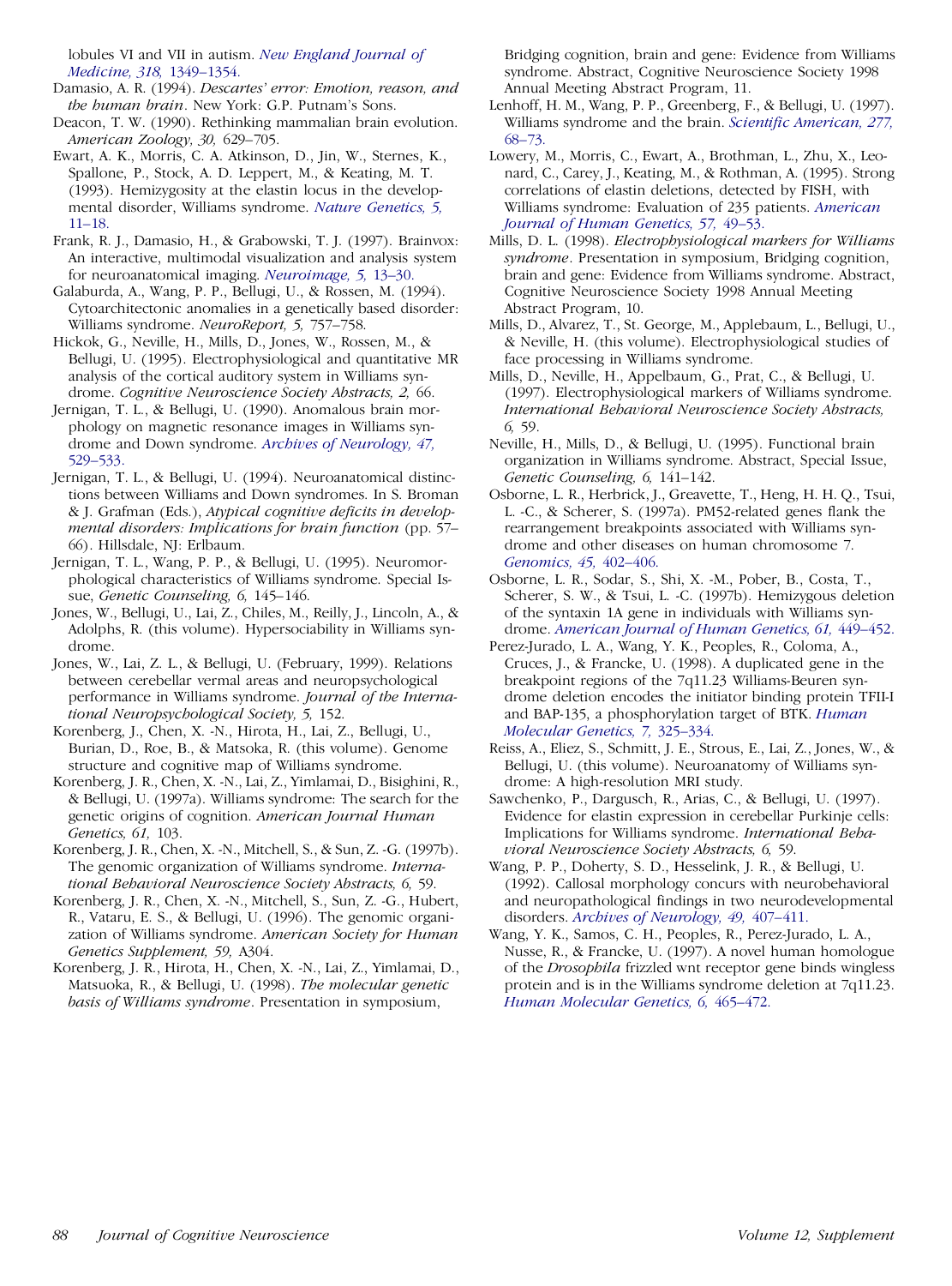lobules VI and VII in autism. *New England Journal of Medicine, 318,* 1349–1354.

Damasio, A. R. (1994). *Descartes' error: Emotion, reason, and the human brain*. New York: G.P. Putnam's Sons.

Deacon, T. W. (1990). Rethinking mammalian brain evolution. *American Zoology, 30,* 629–705.

Ewart, A. K., Morris, C. A. Atkinson, D., Jin, W., Sternes, K., Spallone, P., Stock, A. D. Leppert, M., & Keating, M. T. (1993). Hemizygosity at the elastin locus in the developmental disorder, Williams syndrome. *Nature Genetics, 5,* 11–18.

Frank, R. J., Damasio, H., & Grabowski, T. J. (1997). Brainvox: An interactive, multimodal visualization and analysis system for neuroanatomical imaging. *Neuroimage, 5,* 13–30.

Galaburda, A., Wang, P. P., Bellugi, U., & Rossen, M. (1994). Cytoarchitectonic anomalies in a genetically based disorder: Williams syndrome. *NeuroReport, 5,* 757–758.

Hickok, G., Neville, H., Mills, D., Jones, W., Rossen, M., & Bellugi, U. (1995). Electrophysiological and quantitative MR analysis of the cortical auditory system in Williams syndrome. *Cognitive Neuroscience Society Abstracts, 2,* 66.

Jernigan, T. L., & Bellugi, U. (1990). Anomalous brain morphology on magnetic resonance images in Williams syndrome and Down syndrome. *Archives of Neurology, 47,* 529–533.

Jernigan, T. L., & Bellugi, U. (1994). Neuroanatomical distinctions between Williams and Down syndromes. In S. Broman & J. Grafman (Eds.), *Atypical cognitive deficits in developmental disorders: Implications for brain function* (pp. 57–66). Hillsdale, NJ: Erlbaum.

Jernigan, T. L., Wang, P. P., & Bellugi, U. (1995). Neuromorphological characteristics of Williams syndrome. Special Issue, *Genetic Counseling, 6,* 145–146.

Jones, W., Bellugi, U., Lai, Z., Chiles, M., Reilly, J., Lincoln, A., & Adolphs, R. (this volume). Hypersociability in Williams syndrome.

Jones, W., Lai, Z. L., & Bellugi, U. (February, 1999). Relations between cerebellar vermal areas and neuropsychological performance in Williams syndrome. *Journal of the International Neuropsychological Society, 5,* 152.

Korenberg, J., Chen, X. -N., Hirota, H., Lai, Z., Bellugi, U., Burian, D., Roe, B., & Matsoka, R. (this volume). Genome structure and cognitive map of Williams syndrome.

Korenberg, J. R., Chen, X. -N., Lai, Z., Yimlamai, D., Bisighini, R., & Bellugi, U. (1997a). Williams syndrome: The search for the genetic origins of cognition. *American Journal Human Genetics, 61,* 103.

Korenberg, J. R., Chen, X. -N., Mitchell, S., & Sun, Z. -G. (1997b). The genomic organization of Williams syndrome. *International Behavioral Neuroscience Society Abstracts, 6,* 59.

Korenberg, J. R., Chen, X. -N., Mitchell, S., Sun, Z. -G., Hubert, R., Vataru, E. S., & Bellugi, U. (1996). The genomic organization of Williams syndrome. *American Society for Human Genetics Supplement, 59,* A304.

Korenberg, J. R., Hirota, H., Chen, X. -N., Lai, Z., Yimlamai, D., Matsuoka, R., & Bellugi, U. (1998). *The molecular genetic basis of Williams syndrome*. Presentation in symposium, Bridging cognition, brain and gene: Evidence from Williams syndrome. Abstract, Cognitive Neuroscience Society 1998 Annual Meeting Abstract Program, 11.

Lenhoff, H. M., Wang, P. P., Greenberg, F., & Bellugi, U. (1997). Williams syndrome and the brain. *Scientific American, 277,* 68–73.

Lowery, M., Morris, C., Ewart, A., Brothman, L., Zhu, X., Leonard, C., Carey, J., Keating, M., & Rothman, A. (1995). Strong correlations of elastin deletions, detected by FISH, with Williams syndrome: Evaluation of 235 patients. *American Journal of Human Genetics, 57,* 49–53.

Mills, D. L. (1998). *Electrophysiological markers for Williams syndrome*. Presentation in symposium, Bridging cognition, brain and gene: Evidence from Williams syndrome. Abstract, Cognitive Neuroscience Society 1998 Annual Meeting Abstract Program, 10.

Mills, D., Alvarez, T., St. George, M., Applebaum, L., Bellugi, U., & Neville, H. (this volume). Electrophysiological studies of face processing in Williams syndrome.

Mills, D., Neville, H., Appelbaum, G., Prat, C., & Bellugi, U. (1997). Electrophysiological markers of Williams syndrome. *International Behavioral Neuroscience Society Abstracts, 6,* 59.

Neville, H., Mills, D., & Bellugi, U. (1995). Functional brain organization in Williams syndrome. Abstract, Special Issue, *Genetic Counseling, 6,* 141–142.

Osborne, L. R., Herbrick, J., Greavette, T., Heng, H. H. Q., Tsui, L. -C., & Scherer, S. (1997a). PM52-related genes flank the rearrangement breakpoints associated with Williams syndrome and other diseases on human chromosome 7. *Genomics, 45,* 402–406.

Osborne, L. R., Sodar, S., Shi, X. -M., Pober, B., Costa, T., Scherer, S. W., & Tsui, L. -C. (1997b). Hemizygous deletion of the syntaxin 1A gene in individuals with Williams syndrome. *American Journal of Human Genetics, 61,* 449–452.

Perez-Jurado, L. A., Wang, Y. K., Peoples, R., Coloma, A., Cruces, J., & Francke, U. (1998). A duplicated gene in the breakpoint regions of the 7q11.23 Williams-Beuren syndrome deletion encodes the initiator binding protein TFII-I and BAP-135, a phosphorylation target of BTK. *Human Molecular Genetics, 7,* 325–334.

Reiss, A., Eliez, S., Schmitt, J. E., Strous, E., Lai, Z., Jones, W., & Bellugi, U. (this volume). Neuroanatomy of Williams syndrome: A high-resolution MRI study.

Sawchenko, P., Dargusch, R., Arias, C., & Bellugi, U. (1997). Evidence for elastin expression in cerebellar Purkinje cells: Implications for Williams syndrome. *International Behavioral Neuroscience Society Abstracts, 6,* 59.

Wang, P. P., Doherty, S. D., Hesselink, J. R., & Bellugi, U. (1992). Callosal morphology concurs with neurobehavioral and neuropathological findings in two neurodevelopmental disorders. *Archives of Neurology, 49,* 407–411.

Wang, Y. K., Samos, C. H., Peoples, R., Perez-Jurado, L. A., Nusse, R., & Francke, U. (1997). A novel human homologue of the *Drosophila* frizzled wnt receptor gene binds wingless protein and is in the Williams syndrome deletion at 7q11.23. *Human Molecular Genetics, 6,* 465–472.